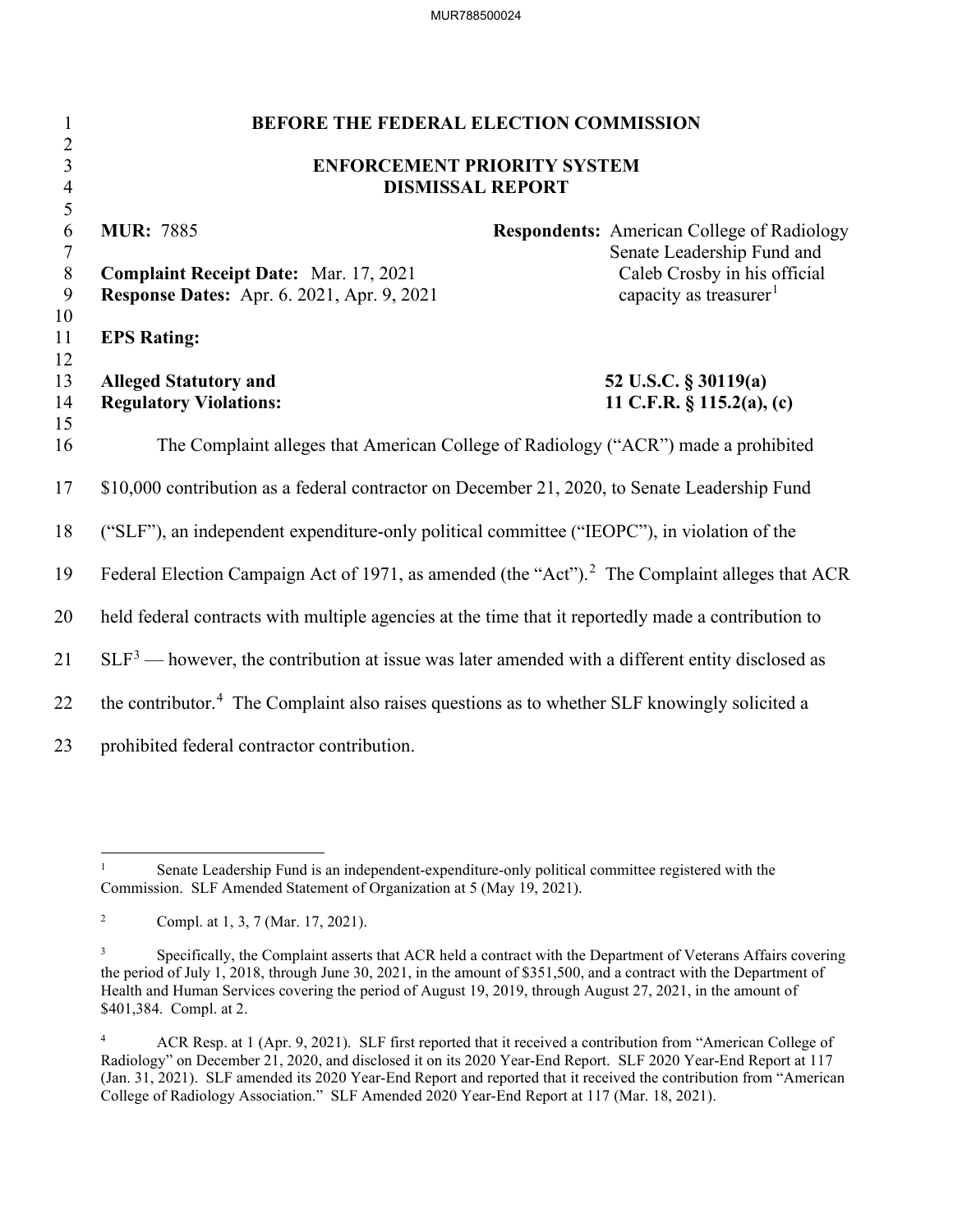# BEFORE THE FEDERAL ELECTION COMMISSION

## ENFORCEMENT PRIORITY SYSTEM DISMISSAL REPORT

**MUR:** 7885

**Respondents:** American College of Radiology
Senate Leadership Fund and Caleb Crosby in his official capacity as treasurer[1]

**Complaint Receipt Date:** Mar. 17, 2021

**Response Dates:** Apr. 6. 2021, Apr. 9, 2021

**EPS Rating:**

**Alleged Statutory and Regulatory Violations:** **52 U.S.C. § 30119(a)**
**11 C.F.R. § 115.2(a), (c)**

The Complaint alleges that American College of Radiology ("ACR") made a prohibited $10,000 contribution as a federal contractor on December 21, 2020, to Senate Leadership Fund ("SLF"), an independent expenditure-only political committee ("IEOPC"), in violation of the Federal Election Campaign Act of 1971, as amended (the "Act").[2] The Complaint alleges that ACR held federal contracts with multiple agencies at the time that it reportedly made a contribution to SLF[3] — however, the contribution at issue was later amended with a different entity disclosed as the contributor.[4] The Complaint also raises questions as to whether SLF knowingly solicited a prohibited federal contractor contribution.

---

[1] Senate Leadership Fund is an independent-expenditure-only political committee registered with the Commission. SLF Amended Statement of Organization at 5 (May 19, 2021).

[2] Compl. at 1, 3, 7 (Mar. 17, 2021).

[3] Specifically, the Complaint asserts that ACR held a contract with the Department of Veterans Affairs covering the period of July 1, 2018, through June 30, 2021, in the amount of $351,500, and a contract with the Department of Health and Human Services covering the period of August 19, 2019, through August 27, 2021, in the amount of $401,384. Compl. at 2.

[4] ACR Resp. at 1 (Apr. 9, 2021). SLF first reported that it received a contribution from "American College of Radiology" on December 21, 2020, and disclosed it on its 2020 Year-End Report. SLF 2020 Year-End Report at 117 (Jan. 31, 2021). SLF amended its 2020 Year-End Report and reported that it received the contribution from "American College of Radiology Association." SLF Amended 2020 Year-End Report at 117 (Mar. 18, 2021).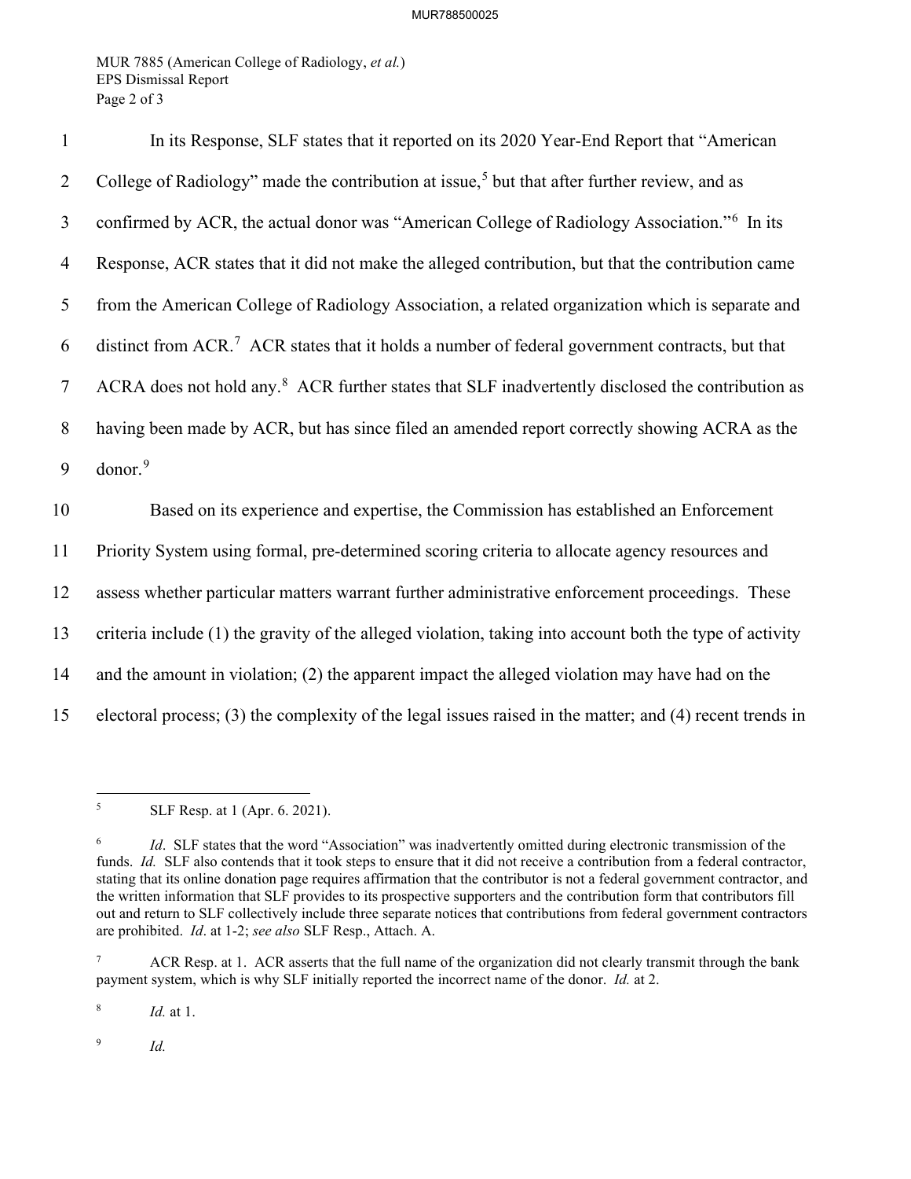In its Response, SLF states that it reported on its 2020 Year-End Report that "American College of Radiology" made the contribution at issue,[5] but that after further review, and as confirmed by ACR, the actual donor was "American College of Radiology Association."[6] In its Response, ACR states that it did not make the alleged contribution, but that the contribution came from the American College of Radiology Association, a related organization which is separate and distinct from ACR.[7] ACR states that it holds a number of federal government contracts, but that ACRA does not hold any.[8] ACR further states that SLF inadvertently disclosed the contribution as having been made by ACR, but has since filed an amended report correctly showing ACRA as the donor.[9]

Based on its experience and expertise, the Commission has established an Enforcement Priority System using formal, pre-determined scoring criteria to allocate agency resources and assess whether particular matters warrant further administrative enforcement proceedings. These criteria include (1) the gravity of the alleged violation, taking into account both the type of activity and the amount in violation; (2) the apparent impact the alleged violation may have had on the electoral process; (3) the complexity of the legal issues raised in the matter; and (4) recent trends in

---

[5] SLF Resp. at 1 (Apr. 6. 2021).

[6] *Id*. SLF states that the word "Association" was inadvertently omitted during electronic transmission of the funds. *Id.* SLF also contends that it took steps to ensure that it did not receive a contribution from a federal contractor, stating that its online donation page requires affirmation that the contributor is not a federal government contractor, and the written information that SLF provides to its prospective supporters and the contribution form that contributors fill out and return to SLF collectively include three separate notices that contributions from federal government contractors are prohibited. *Id*. at 1-2; *see also* SLF Resp., Attach. A.

[7] ACR Resp. at 1. ACR asserts that the full name of the organization did not clearly transmit through the bank payment system, which is why SLF initially reported the incorrect name of the donor. *Id.* at 2.

[8] *Id.* at 1.

[9] *Id.*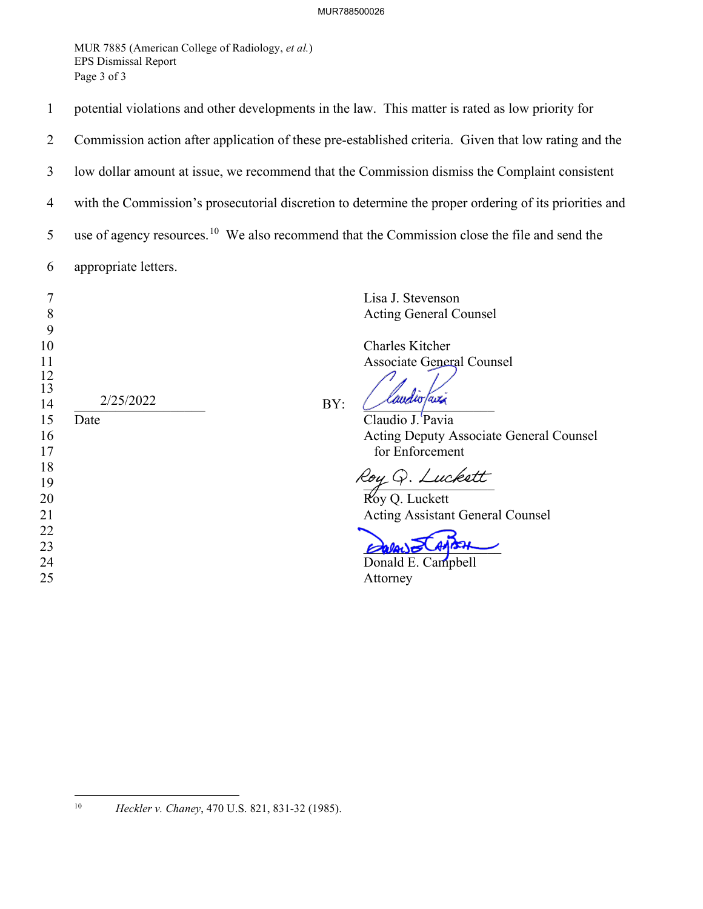potential violations and other developments in the law. This matter is rated as low priority for Commission action after application of these pre-established criteria. Given that low rating and the low dollar amount at issue, we recommend that the Commission dismiss the Complaint consistent with the Commission's prosecutorial discretion to determine the proper ordering of its priorities and use of agency resources.[10] We also recommend that the Commission close the file and send the appropriate letters.

Lisa J. Stevenson
Acting General Counsel

Charles Kitcher
Associate General Counsel

2/25/2022
Date

BY:

Claudio J. Pavia
Acting Deputy Associate General Counsel
for Enforcement

Roy Q. Luckett
Acting Assistant General Counsel

Donald E. Campbell
Attorney

---

[10] *Heckler v. Chaney*, 470 U.S. 821, 831-32 (1985).